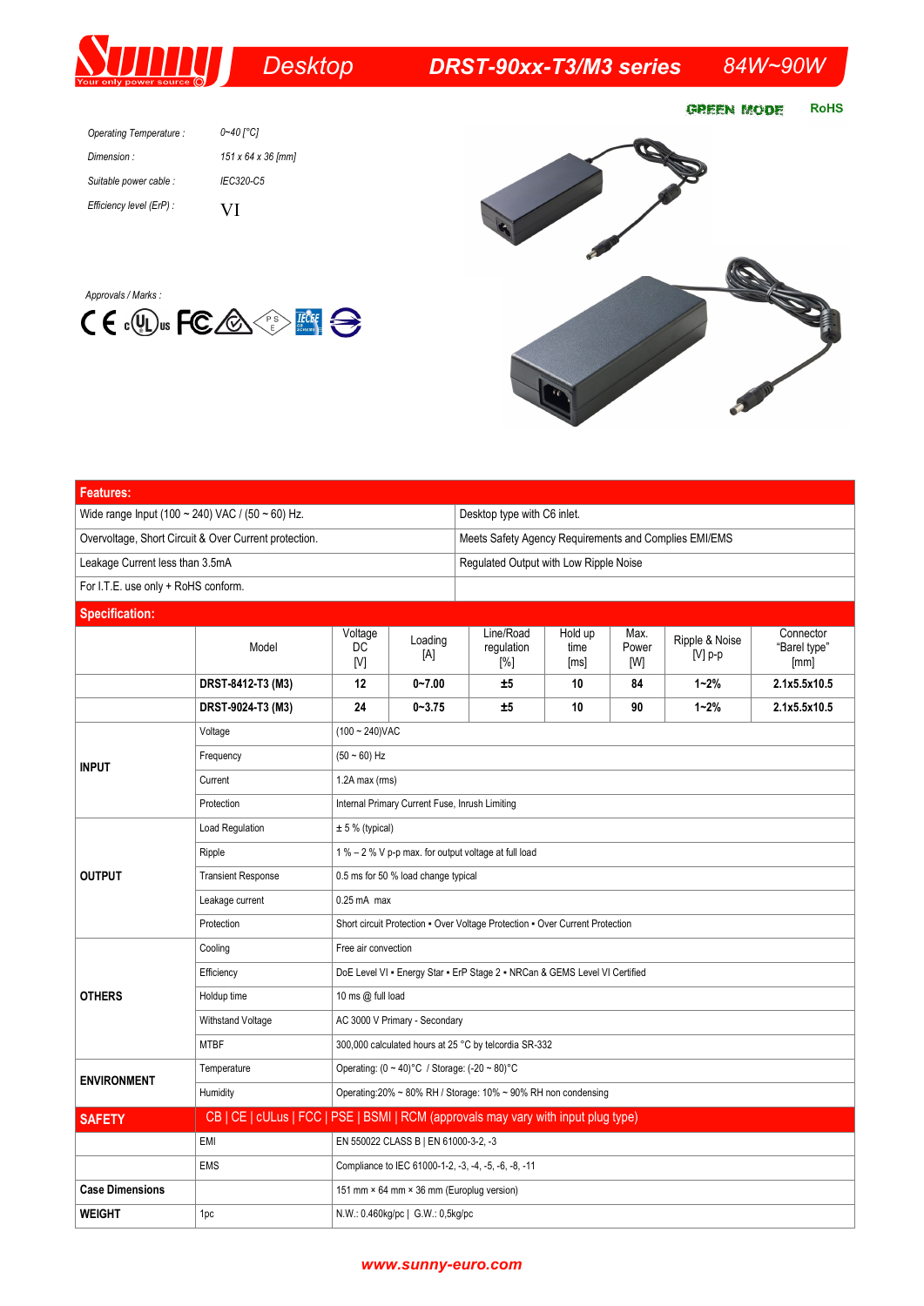# Desktop DRST-90xx-T3/M3 series 84W~90W

GREEN MODE RoHS

*Operating Temperature :* 0~40 [°C]

*Dimension :* 151 x 64 x 36 [mm]

*Suitable power cable :* IEC320-C5

*Efficiency level (ErP) :* VI

*Approvals / Marks :*

## Features:

| | |
|---|---|
| Wide range Input (100 ~ 240) VAC / (50 ~ 60) Hz. | Desktop type with C6 inlet. |
| Overvoltage, Short Circuit & Over Current protection. | Meets Safety Agency Requirements and Complies EMI/EMS |
| Leakage Current less than 3.5mA | Regulated Output with Low Ripple Noise |
| For I.T.E. use only + RoHS conform. | |

## Specification:

| | Model | Voltage DC [V] | Loading [A] | Line/Road regulation [%] | Hold up time [ms] | Max. Power [W] | Ripple & Noise [V] p-p | Connector "Barel type" [mm] |
|---|---|---|---|---|---|---|---|---|
| | **DRST-8412-T3 (M3)** | **12** | **0~7.00** | **±5** | **10** | **84** | **1~2%** | **2.1x5.5x10.5** |
| | **DRST-9024-T3 (M3)** | **24** | **0~3.75** | **±5** | **10** | **90** | **1~2%** | **2.1x5.5x10.5** |

| | | |
|---|---|---|
| **INPUT** | Voltage | (100 ~ 240)VAC |
| | Frequency | (50 ~ 60) Hz |
| | Current | 1.2A max (rms) |
| | Protection | Internal Primary Current Fuse, Inrush Limiting |
| **OUTPUT** | Load Regulation | ± 5 % (typical) |
| | Ripple | 1 % – 2 % V p-p max. for output voltage at full load |
| | Transient Response | 0.5 ms for 50 % load change typical |
| | Leakage current | 0.25 mA max |
| | Protection | Short circuit Protection ▪ Over Voltage Protection ▪ Over Current Protection |
| **OTHERS** | Cooling | Free air convection |
| | Efficiency | DoE Level VI ▪ Energy Star ▪ ErP Stage 2 ▪ NRCan & GEMS Level VI Certified |
| | Holdup time | 10 ms @ full load |
| | Withstand Voltage | AC 3000 V Primary - Secondary |
| | MTBF | 300,000 calculated hours at 25 °C by telcordia SR-332 |
| **ENVIRONMENT** | Temperature | Operating: (0 ~ 40)°C / Storage: (-20 ~ 80)°C |
| | Humidity | Operating:20% ~ 80% RH / Storage: 10% ~ 90% RH non condensing |
| **SAFETY** | CB \| CE \| cULus \| FCC \| PSE \| BSMI \| RCM (approvals may vary with input plug type) | |
| | EMI | EN 550022 CLASS B \| EN 61000-3-2, -3 |
| | EMS | Compliance to IEC 61000-1-2, -3, -4, -5, -6, -8, -11 |
| **Case Dimensions** | | 151 mm × 64 mm × 36 mm (Europlug version) |
| **WEIGHT** | 1pc | N.W.: 0.460kg/pc \| G.W.: 0,5kg/pc |

www.sunny-euro.com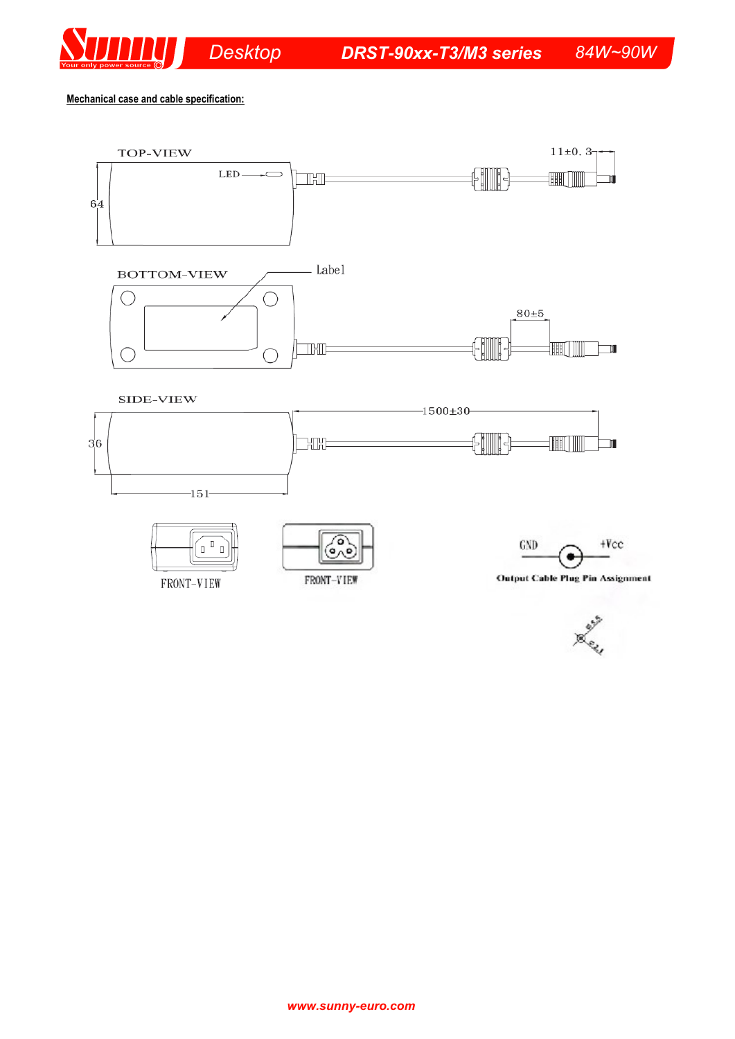**Mechanical case and cable specification:**

TOP-VIEW

LED

64

11±0.3

BOTTOM-VIEW

Label

80±5

SIDE-VIEW

36

1500±30

151

FRONT-VIEW

FRONT-VIEW

GND

+Vcc

Output Cable Plug Pin Assignment

Ø5.5

Ø2.1

www.sunny-euro.com